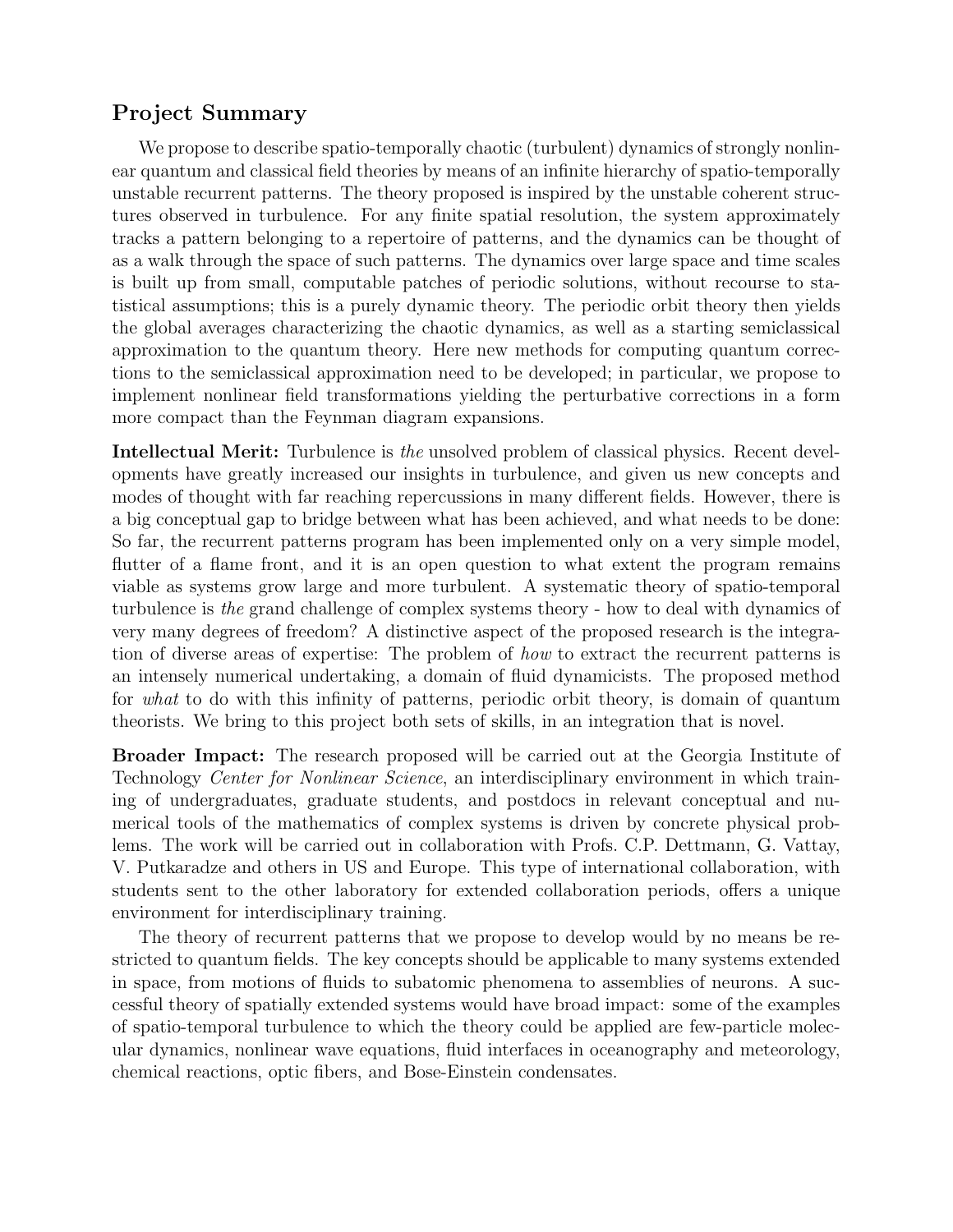## Project Summary

We propose to describe spatio-temporally chaotic (turbulent) dynamics of strongly nonlinear quantum and classical field theories by means of an infinite hierarchy of spatio-temporally unstable recurrent patterns. The theory proposed is inspired by the unstable coherent structures observed in turbulence. For any finite spatial resolution, the system approximately tracks a pattern belonging to a repertoire of patterns, and the dynamics can be thought of as a walk through the space of such patterns. The dynamics over large space and time scales is built up from small, computable patches of periodic solutions, without recourse to statistical assumptions; this is a purely dynamic theory. The periodic orbit theory then yields the global averages characterizing the chaotic dynamics, as well as a starting semiclassical approximation to the quantum theory. Here new methods for computing quantum corrections to the semiclassical approximation need to be developed; in particular, we propose to implement nonlinear field transformations yielding the perturbative corrections in a form more compact than the Feynman diagram expansions.

**Intellectual Merit:** Turbulence is *the* unsolved problem of classical physics. Recent developments have greatly increased our insights in turbulence, and given us new concepts and modes of thought with far reaching repercussions in many different fields. However, there is a big conceptual gap to bridge between what has been achieved, and what needs to be done: So far, the recurrent patterns program has been implemented only on a very simple model, flutter of a flame front, and it is an open question to what extent the program remains viable as systems grow large and more turbulent. A systematic theory of spatio-temporal turbulence is *the* grand challenge of complex systems theory - how to deal with dynamics of very many degrees of freedom? A distinctive aspect of the proposed research is the integration of diverse areas of expertise: The problem of *how* to extract the recurrent patterns is an intensely numerical undertaking, a domain of fluid dynamicists. The proposed method for *what* to do with this infinity of patterns, periodic orbit theory, is domain of quantum theorists. We bring to this project both sets of skills, in an integration that is novel.

**Broader Impact:** The research proposed will be carried out at the Georgia Institute of Technology *Center for Nonlinear Science*, an interdisciplinary environment in which training of undergraduates, graduate students, and postdocs in relevant conceptual and numerical tools of the mathematics of complex systems is driven by concrete physical problems. The work will be carried out in collaboration with Profs. C.P. Dettmann, G. Vattay, V. Putkaradze and others in US and Europe. This type of international collaboration, with students sent to the other laboratory for extended collaboration periods, offers a unique environment for interdisciplinary training.

The theory of recurrent patterns that we propose to develop would by no means be restricted to quantum fields. The key concepts should be applicable to many systems extended in space, from motions of fluids to subatomic phenomena to assemblies of neurons. A successful theory of spatially extended systems would have broad impact: some of the examples of spatio-temporal turbulence to which the theory could be applied are few-particle molecular dynamics, nonlinear wave equations, fluid interfaces in oceanography and meteorology, chemical reactions, optic fibers, and Bose-Einstein condensates.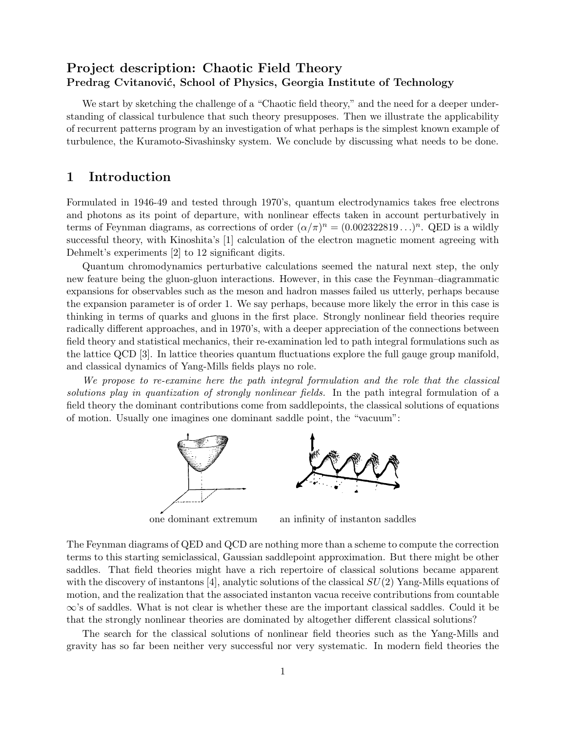## Project description: Chaotic Field Theory
**Predrag Cvitanović, School of Physics, Georgia Institute of Technology**

We start by sketching the challenge of a "Chaotic field theory," and the need for a deeper understanding of classical turbulence that such theory presupposes. Then we illustrate the applicability of recurrent patterns program by an investigation of what perhaps is the simplest known example of turbulence, the Kuramoto-Sivashinsky system. We conclude by discussing what needs to be done.

# 1 Introduction

Formulated in 1946-49 and tested through 1970's, quantum electrodynamics takes free electrons and photons as its point of departure, with nonlinear effects taken in account perturbatively in terms of Feynman diagrams, as corrections of order $(\alpha/\pi)^n = (0.002322819\ldots)^n$. QED is a wildly successful theory, with Kinoshita's [1] calculation of the electron magnetic moment agreeing with Dehmelt's experiments [2] to 12 significant digits.

Quantum chromodynamics perturbative calculations seemed the natural next step, the only new feature being the gluon-gluon interactions. However, in this case the Feynman–diagrammatic expansions for observables such as the meson and hadron masses failed us utterly, perhaps because the expansion parameter is of order 1. We say perhaps, because more likely the error in this case is thinking in terms of quarks and gluons in the first place. Strongly nonlinear field theories require radically different approaches, and in 1970's, with a deeper appreciation of the connections between field theory and statistical mechanics, their re-examination led to path integral formulations such as the lattice QCD [3]. In lattice theories quantum fluctuations explore the full gauge group manifold, and classical dynamics of Yang-Mills fields plays no role.

*We propose to re-examine here the path integral formulation and the role that the classical solutions play in quantization of strongly nonlinear fields.* In the path integral formulation of a field theory the dominant contributions come from saddlepoints, the classical solutions of equations of motion. Usually one imagines one dominant saddle point, the "vacuum":

one dominant extremum        an infinity of instanton saddles

The Feynman diagrams of QED and QCD are nothing more than a scheme to compute the correction terms to this starting semiclassical, Gaussian saddlepoint approximation. But there might be other saddles. That field theories might have a rich repertoire of classical solutions became apparent with the discovery of instantons [4], analytic solutions of the classical $SU(2)$ Yang-Mills equations of motion, and the realization that the associated instanton vacua receive contributions from countable $\infty$'s of saddles. What is not clear is whether these are the important classical saddles. Could it be that the strongly nonlinear theories are dominated by altogether different classical solutions?

The search for the classical solutions of nonlinear field theories such as the Yang-Mills and gravity has so far been neither very successful nor very systematic. In modern field theories the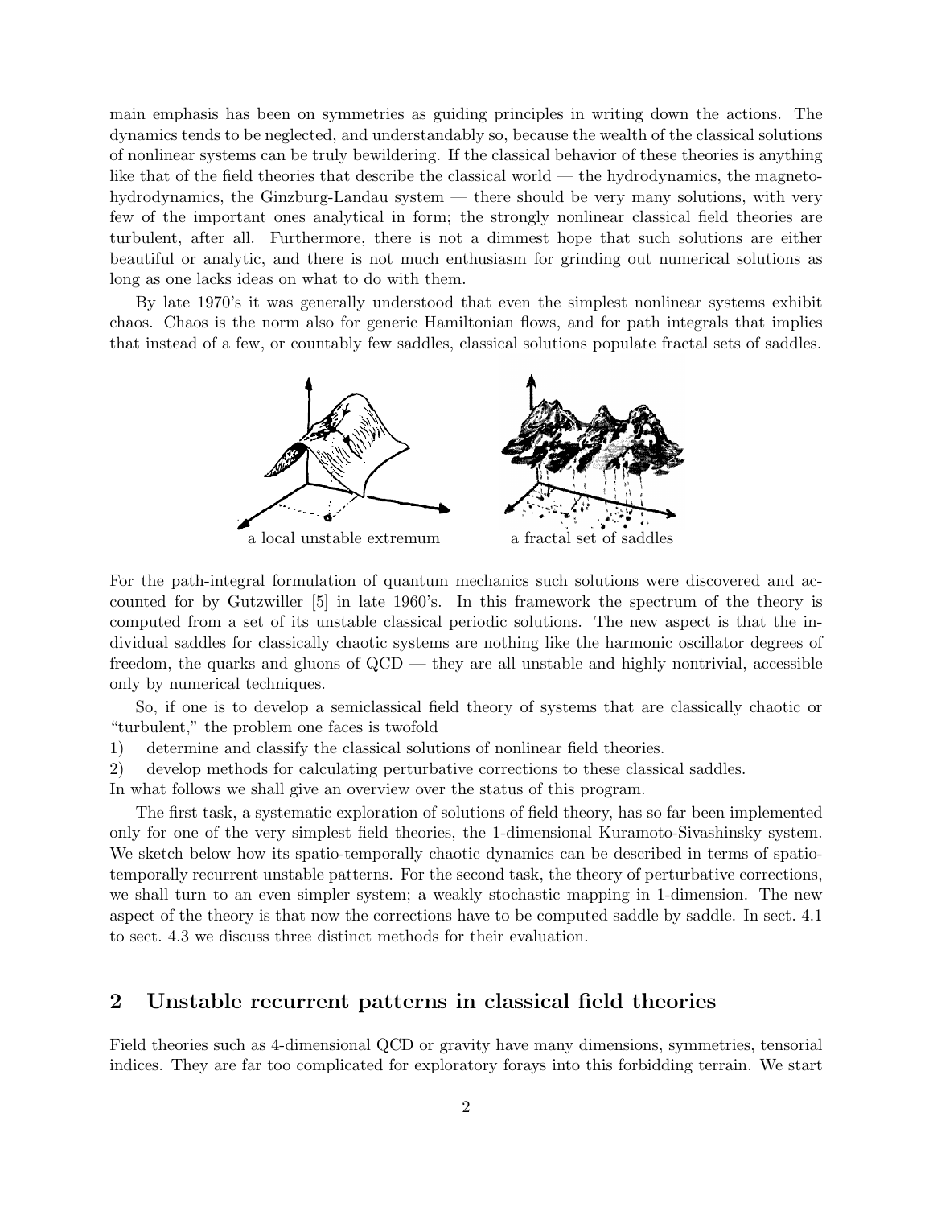main emphasis has been on symmetries as guiding principles in writing down the actions. The dynamics tends to be neglected, and understandably so, because the wealth of the classical solutions of nonlinear systems can be truly bewildering. If the classical behavior of these theories is anything like that of the field theories that describe the classical world — the hydrodynamics, the magneto-hydrodynamics, the Ginzburg-Landau system — there should be very many solutions, with very few of the important ones analytical in form; the strongly nonlinear classical field theories are turbulent, after all. Furthermore, there is not a dimmest hope that such solutions are either beautiful or analytic, and there is not much enthusiasm for grinding out numerical solutions as long as one lacks ideas on what to do with them.

By late 1970's it was generally understood that even the simplest nonlinear systems exhibit chaos. Chaos is the norm also for generic Hamiltonian flows, and for path integrals that implies that instead of a few, or countably few saddles, classical solutions populate fractal sets of saddles.

a local unstable extremum　　　　a fractal set of saddles

For the path-integral formulation of quantum mechanics such solutions were discovered and accounted for by Gutzwiller [5] in late 1960's. In this framework the spectrum of the theory is computed from a set of its unstable classical periodic solutions. The new aspect is that the individual saddles for classically chaotic systems are nothing like the harmonic oscillator degrees of freedom, the quarks and gluons of QCD — they are all unstable and highly nontrivial, accessible only by numerical techniques.

So, if one is to develop a semiclassical field theory of systems that are classically chaotic or "turbulent," the problem one faces is twofold

1) determine and classify the classical solutions of nonlinear field theories.
2) develop methods for calculating perturbative corrections to these classical saddles.

In what follows we shall give an overview over the status of this program.

The first task, a systematic exploration of solutions of field theory, has so far been implemented only for one of the very simplest field theories, the 1-dimensional Kuramoto-Sivashinsky system. We sketch below how its spatio-temporally chaotic dynamics can be described in terms of spatio-temporally recurrent unstable patterns. For the second task, the theory of perturbative corrections, we shall turn to an even simpler system; a weakly stochastic mapping in 1-dimension. The new aspect of the theory is that now the corrections have to be computed saddle by saddle. In sect. 4.1 to sect. 4.3 we discuss three distinct methods for their evaluation.

## 2 Unstable recurrent patterns in classical field theories

Field theories such as 4-dimensional QCD or gravity have many dimensions, symmetries, tensorial indices. They are far too complicated for exploratory forays into this forbidding terrain. We start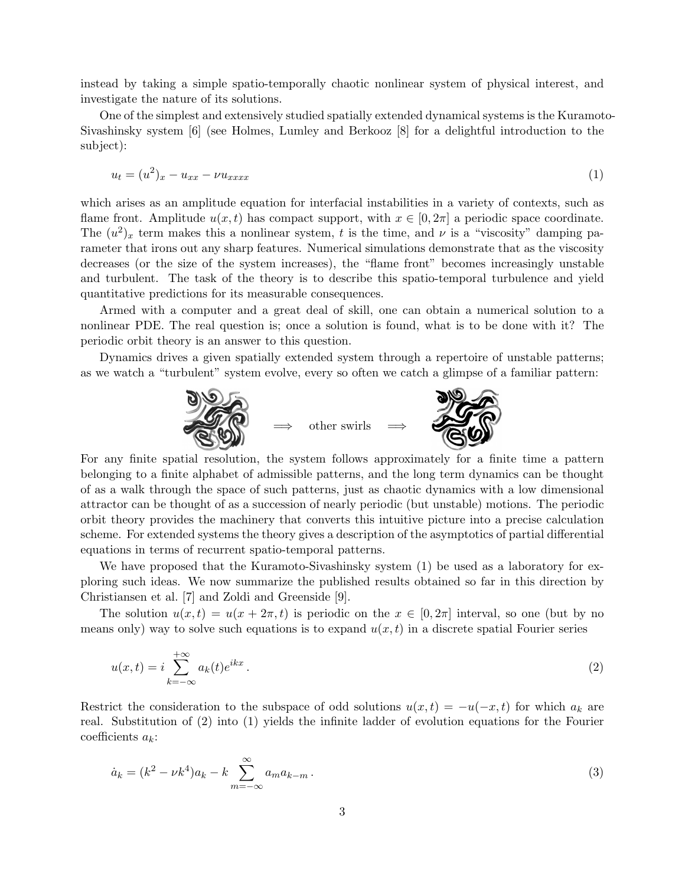instead by taking a simple spatio-temporally chaotic nonlinear system of physical interest, and investigate the nature of its solutions.

One of the simplest and extensively studied spatially extended dynamical systems is the Kuramoto-Sivashinsky system [6] (see Holmes, Lumley and Berkooz [8] for a delightful introduction to the subject):

$$u_t = (u^2)_x - u_{xx} - \nu u_{xxxx} \tag{1}$$

which arises as an amplitude equation for interfacial instabilities in a variety of contexts, such as flame front. Amplitude $u(x,t)$ has compact support, with $x \in [0, 2\pi]$ a periodic space coordinate. The $(u^2)_x$ term makes this a nonlinear system, $t$ is the time, and $\nu$ is a "viscosity" damping parameter that irons out any sharp features. Numerical simulations demonstrate that as the viscosity decreases (or the size of the system increases), the "flame front" becomes increasingly unstable and turbulent. The task of the theory is to describe this spatio-temporal turbulence and yield quantitative predictions for its measurable consequences.

Armed with a computer and a great deal of skill, one can obtain a numerical solution to a nonlinear PDE. The real question is; once a solution is found, what is to be done with it? The periodic orbit theory is an answer to this question.

Dynamics drives a given spatially extended system through a repertoire of unstable patterns; as we watch a "turbulent" system evolve, every so often we catch a glimpse of a familiar pattern:

$\Longrightarrow$ other swirls $\Longrightarrow$

For any finite spatial resolution, the system follows approximately for a finite time a pattern belonging to a finite alphabet of admissible patterns, and the long term dynamics can be thought of as a walk through the space of such patterns, just as chaotic dynamics with a low dimensional attractor can be thought of as a succession of nearly periodic (but unstable) motions. The periodic orbit theory provides the machinery that converts this intuitive picture into a precise calculation scheme. For extended systems the theory gives a description of the asymptotics of partial differential equations in terms of recurrent spatio-temporal patterns.

We have proposed that the Kuramoto-Sivashinsky system (1) be used as a laboratory for exploring such ideas. We now summarize the published results obtained so far in this direction by Christiansen et al. [7] and Zoldi and Greenside [9].

The solution $u(x,t) = u(x + 2\pi, t)$ is periodic on the $x \in [0, 2\pi]$ interval, so one (but by no means only) way to solve such equations is to expand $u(x,t)$ in a discrete spatial Fourier series

$$u(x,t) = i \sum_{k=-\infty}^{+\infty} a_k(t) e^{ikx} \,. \tag{2}$$

Restrict the consideration to the subspace of odd solutions $u(x,t) = -u(-x,t)$ for which $a_k$ are real. Substitution of (2) into (1) yields the infinite ladder of evolution equations for the Fourier coefficients $a_k$:

$$\dot{a}_k = (k^2 - \nu k^4) a_k - k \sum_{m=-\infty}^{\infty} a_m a_{k-m} \,. \tag{3}$$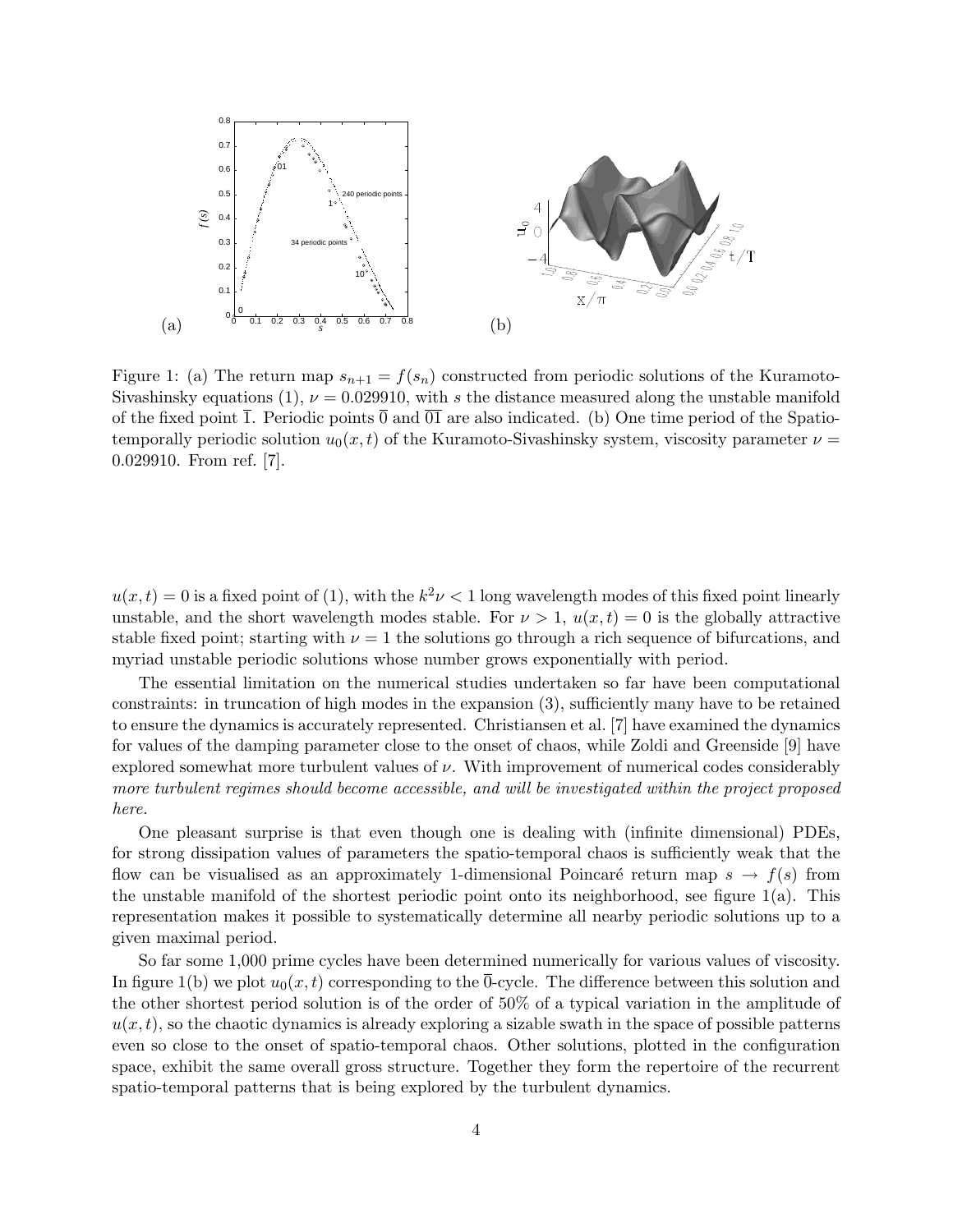Figure 1: (a) The return map $s_{n+1} = f(s_n)$ constructed from periodic solutions of the Kuramoto-Sivashinsky equations (1), $\nu = 0.029910$, with $s$ the distance measured along the unstable manifold of the fixed point $\overline{1}$. Periodic points $\overline{0}$ and $\overline{01}$ are also indicated. (b) One time period of the Spatio-temporally periodic solution $u_0(x, t)$ of the Kuramoto-Sivashinsky system, viscosity parameter $\nu = 0.029910$. From ref. [7].

$u(x, t) = 0$ is a fixed point of (1), with the $k^2\nu < 1$ long wavelength modes of this fixed point linearly unstable, and the short wavelength modes stable. For $\nu > 1$, $u(x, t) = 0$ is the globally attractive stable fixed point; starting with $\nu = 1$ the solutions go through a rich sequence of bifurcations, and myriad unstable periodic solutions whose number grows exponentially with period.

The essential limitation on the numerical studies undertaken so far have been computational constraints: in truncation of high modes in the expansion (3), sufficiently many have to be retained to ensure the dynamics is accurately represented. Christiansen et al. [7] have examined the dynamics for values of the damping parameter close to the onset of chaos, while Zoldi and Greenside [9] have explored somewhat more turbulent values of $\nu$. With improvement of numerical codes considerably *more turbulent regimes should become accessible, and will be investigated within the project proposed here.*

One pleasant surprise is that even though one is dealing with (infinite dimensional) PDEs, for strong dissipation values of parameters the spatio-temporal chaos is sufficiently weak that the flow can be visualised as an approximately 1-dimensional Poincaré return map $s \to f(s)$ from the unstable manifold of the shortest periodic point onto its neighborhood, see figure 1(a). This representation makes it possible to systematically determine all nearby periodic solutions up to a given maximal period.

So far some 1,000 prime cycles have been determined numerically for various values of viscosity. In figure 1(b) we plot $u_0(x, t)$ corresponding to the $\overline{0}$-cycle. The difference between this solution and the other shortest period solution is of the order of 50% of a typical variation in the amplitude of $u(x, t)$, so the chaotic dynamics is already exploring a sizable swath in the space of possible patterns even so close to the onset of spatio-temporal chaos. Other solutions, plotted in the configuration space, exhibit the same overall gross structure. Together they form the repertoire of the recurrent spatio-temporal patterns that is being explored by the turbulent dynamics.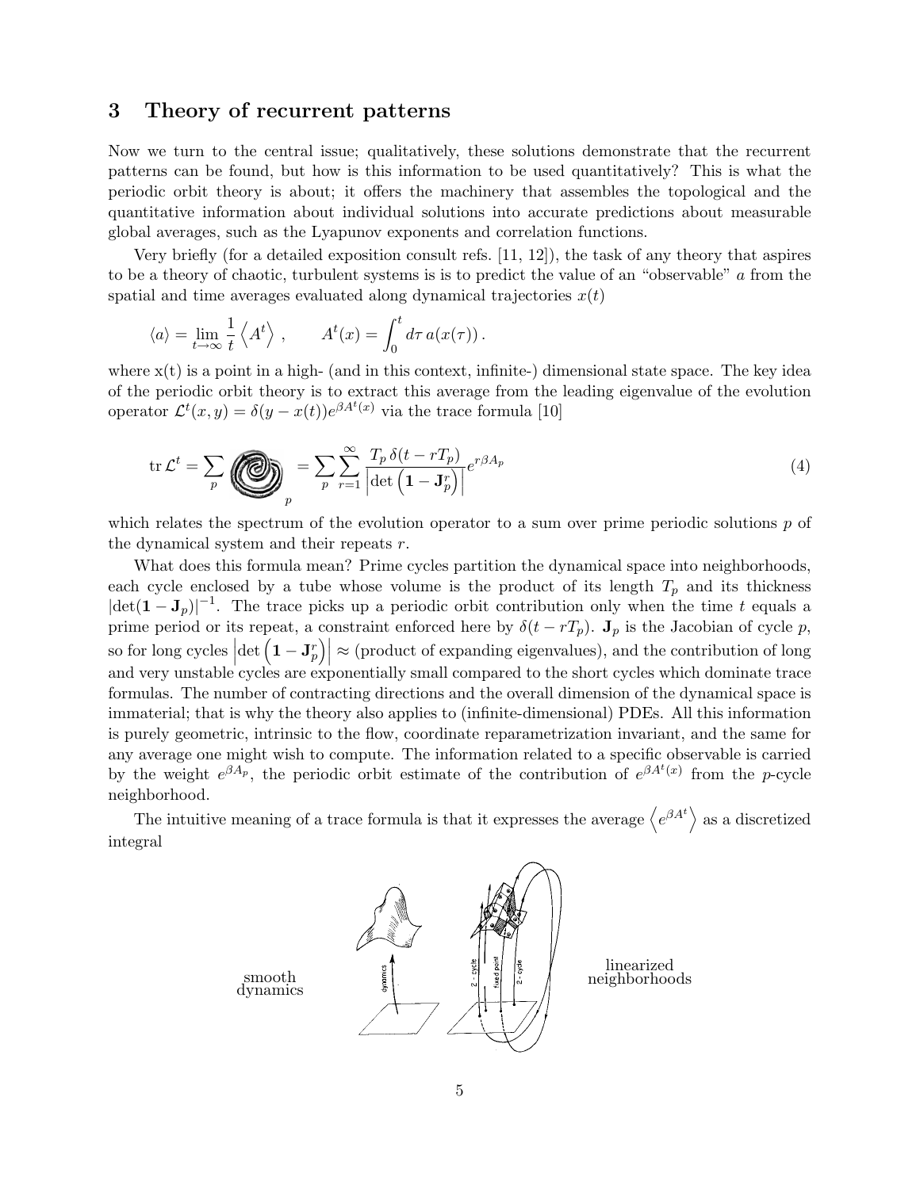## 3 Theory of recurrent patterns

Now we turn to the central issue; qualitatively, these solutions demonstrate that the recurrent patterns can be found, but how is this information to be used quantitatively? This is what the periodic orbit theory is about; it offers the machinery that assembles the topological and the quantitative information about individual solutions into accurate predictions about measurable global averages, such as the Lyapunov exponents and correlation functions.

Very briefly (for a detailed exposition consult refs. [11, 12]), the task of any theory that aspires to be a theory of chaotic, turbulent systems is is to predict the value of an "observable" $a$ from the spatial and time averages evaluated along dynamical trajectories $x(t)$

$$\langle a \rangle = \lim_{t\to\infty} \frac{1}{t} \left\langle A^t \right\rangle , \qquad A^t(x) = \int_0^t d\tau \, a(x(\tau)) \, .$$

where x(t) is a point in a high- (and in this context, infinite-) dimensional state space. The key idea of the periodic orbit theory is to extract this average from the leading eigenvalue of the evolution operator $\mathcal{L}^t(x,y) = \delta(y - x(t)) e^{\beta A^t(x)}$ via the trace formula [10]

$$\mathrm{tr}\, \mathcal{L}^t = \sum_p \left( \text{spiral} \right)_p = \sum_p \sum_{r=1}^{\infty} \frac{T_p \, \delta(t - rT_p)}{\left| \det \left( \mathbf{1} - \mathbf{J}_p^r \right) \right|} e^{r\beta A_p} \tag{4}$$

which relates the spectrum of the evolution operator to a sum over prime periodic solutions $p$ of the dynamical system and their repeats $r$.

What does this formula mean? Prime cycles partition the dynamical space into neighborhoods, each cycle enclosed by a tube whose volume is the product of its length $T_p$ and its thickness $|\det(\mathbf{1} - \mathbf{J}_p)|^{-1}$. The trace picks up a periodic orbit contribution only when the time $t$ equals a prime period or its repeat, a constraint enforced here by $\delta(t - rT_p)$. $\mathbf{J}_p$ is the Jacobian of cycle $p$, so for long cycles $\left| \det \left( \mathbf{1} - \mathbf{J}_p^r \right) \right| \approx$ (product of expanding eigenvalues), and the contribution of long and very unstable cycles are exponentially small compared to the short cycles which dominate trace formulas. The number of contracting directions and the overall dimension of the dynamical space is immaterial; that is why the theory also applies to (infinite-dimensional) PDEs. All this information is purely geometric, intrinsic to the flow, coordinate reparametrization invariant, and the same for any average one might wish to compute. The information related to a specific observable is carried by the weight $e^{\beta A_p}$, the periodic orbit estimate of the contribution of $e^{\beta A^t(x)}$ from the $p$-cycle neighborhood.

The intuitive meaning of a trace formula is that it expresses the average $\left\langle e^{\beta A^t} \right\rangle$ as a discretized integral

smooth dynamics — linearized neighborhoods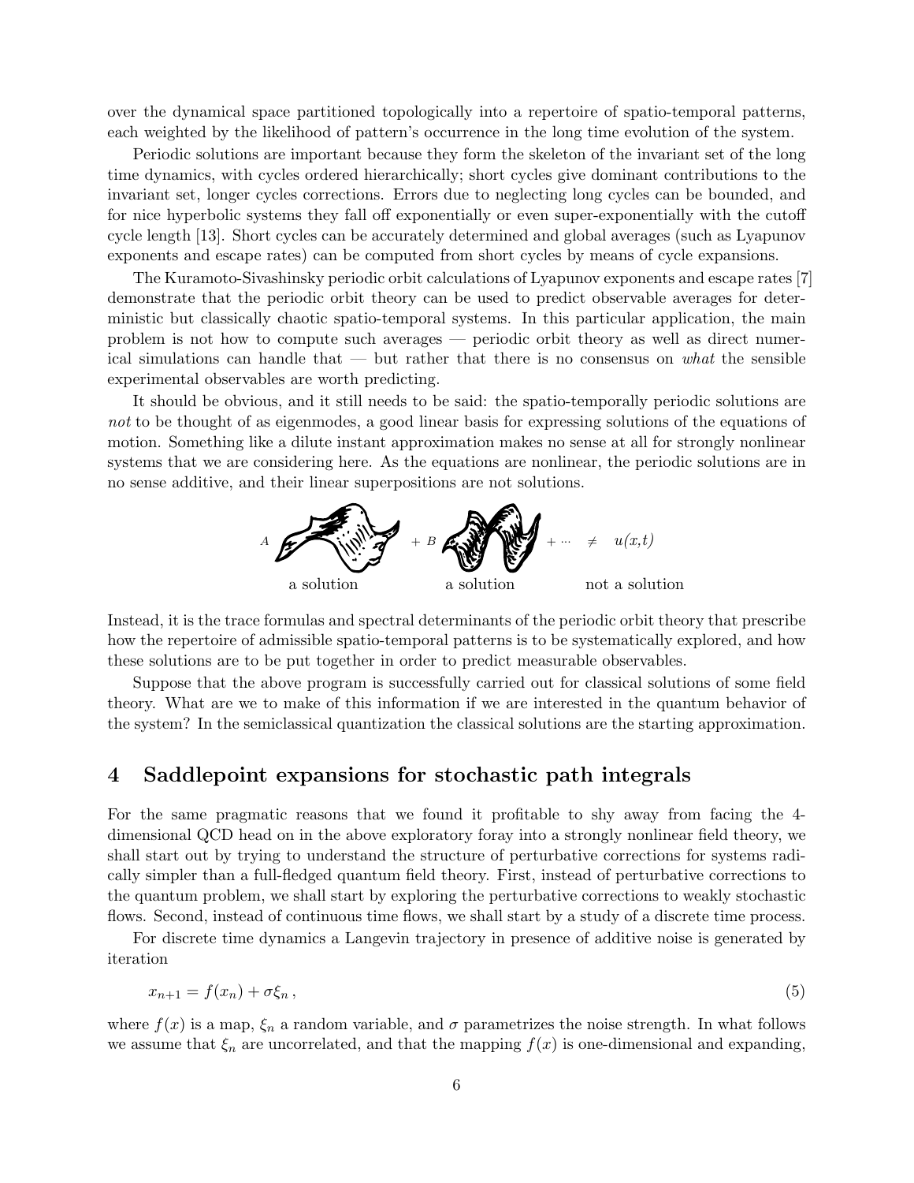over the dynamical space partitioned topologically into a repertoire of spatio-temporal patterns, each weighted by the likelihood of pattern's occurrence in the long time evolution of the system.

Periodic solutions are important because they form the skeleton of the invariant set of the long time dynamics, with cycles ordered hierarchically; short cycles give dominant contributions to the invariant set, longer cycles corrections. Errors due to neglecting long cycles can be bounded, and for nice hyperbolic systems they fall off exponentially or even super-exponentially with the cutoff cycle length [13]. Short cycles can be accurately determined and global averages (such as Lyapunov exponents and escape rates) can be computed from short cycles by means of cycle expansions.

The Kuramoto-Sivashinsky periodic orbit calculations of Lyapunov exponents and escape rates [7] demonstrate that the periodic orbit theory can be used to predict observable averages for deterministic but classically chaotic spatio-temporal systems. In this particular application, the main problem is not how to compute such averages — periodic orbit theory as well as direct numerical simulations can handle that — but rather that there is no consensus on *what* the sensible experimental observables are worth predicting.

It should be obvious, and it still needs to be said: the spatio-temporally periodic solutions are *not* to be thought of as eigenmodes, a good linear basis for expressing solutions of the equations of motion. Something like a dilute instant approximation makes no sense at all for strongly nonlinear systems that we are considering here. As the equations are nonlinear, the periodic solutions are in no sense additive, and their linear superpositions are not solutions.

$A$ [a solution] $+ \, B$ [a solution] $+ \cdots \neq u(x,t)$ [not a solution]

Instead, it is the trace formulas and spectral determinants of the periodic orbit theory that prescribe how the repertoire of admissible spatio-temporal patterns is to be systematically explored, and how these solutions are to be put together in order to predict measurable observables.

Suppose that the above program is successfully carried out for classical solutions of some field theory. What are we to make of this information if we are interested in the quantum behavior of the system? In the semiclassical quantization the classical solutions are the starting approximation.

## 4 Saddlepoint expansions for stochastic path integrals

For the same pragmatic reasons that we found it profitable to shy away from facing the 4-dimensional QCD head on in the above exploratory foray into a strongly nonlinear field theory, we shall start out by trying to understand the structure of perturbative corrections for systems radically simpler than a full-fledged quantum field theory. First, instead of perturbative corrections to the quantum problem, we shall start by exploring the perturbative corrections to weakly stochastic flows. Second, instead of continuous time flows, we shall start by a study of a discrete time process.

For discrete time dynamics a Langevin trajectory in presence of additive noise is generated by iteration

$$x_{n+1} = f(x_n) + \sigma \xi_n \,, \tag{5}$$

where $f(x)$ is a map, $\xi_n$ a random variable, and $\sigma$ parametrizes the noise strength. In what follows we assume that $\xi_n$ are uncorrelated, and that the mapping $f(x)$ is one-dimensional and expanding,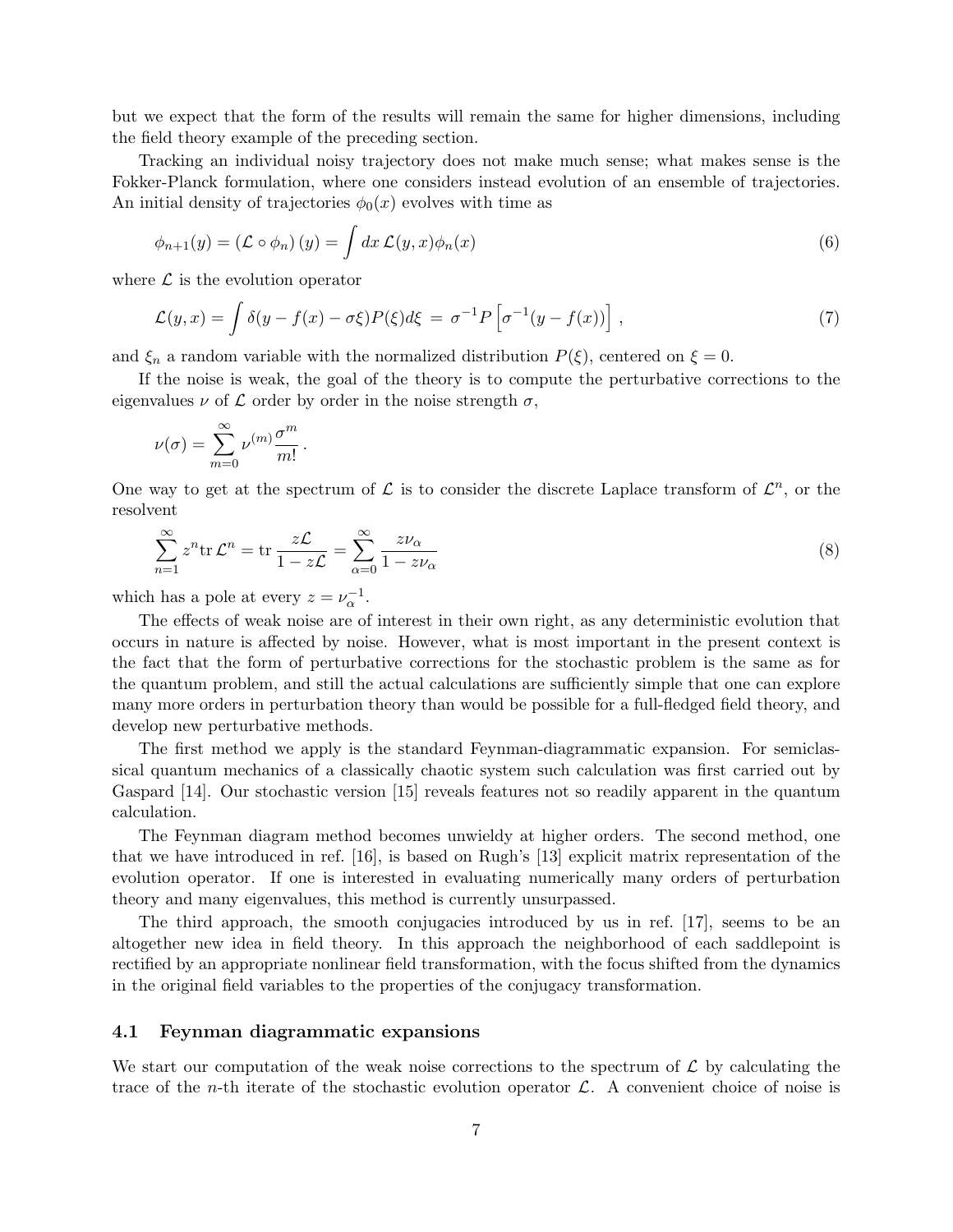but we expect that the form of the results will remain the same for higher dimensions, including the field theory example of the preceding section.

Tracking an individual noisy trajectory does not make much sense; what makes sense is the Fokker-Planck formulation, where one considers instead evolution of an ensemble of trajectories. An initial density of trajectories $\phi_0(x)$ evolves with time as

$$\phi_{n+1}(y) = (\mathcal{L} \circ \phi_n)(y) = \int dx\, \mathcal{L}(y,x)\phi_n(x) \tag{6}$$

where $\mathcal{L}$ is the evolution operator

$$\mathcal{L}(y,x) = \int \delta(y - f(x) - \sigma\xi)P(\xi)d\xi \;=\; \sigma^{-1}P\left[\sigma^{-1}(y - f(x))\right], \tag{7}$$

and $\xi_n$ a random variable with the normalized distribution $P(\xi)$, centered on $\xi = 0$.

If the noise is weak, the goal of the theory is to compute the perturbative corrections to the eigenvalues $\nu$ of $\mathcal{L}$ order by order in the noise strength $\sigma$,

$$\nu(\sigma) = \sum_{m=0}^{\infty} \nu^{(m)} \frac{\sigma^m}{m!}\,.$$

One way to get at the spectrum of $\mathcal{L}$ is to consider the discrete Laplace transform of $\mathcal{L}^n$, or the resolvent

$$\sum_{n=1}^{\infty} z^n \mathrm{tr}\,\mathcal{L}^n = \mathrm{tr}\,\frac{z\mathcal{L}}{1 - z\mathcal{L}} = \sum_{\alpha=0}^{\infty} \frac{z\nu_\alpha}{1 - z\nu_\alpha} \tag{8}$$

which has a pole at every $z = \nu_\alpha^{-1}$.

The effects of weak noise are of interest in their own right, as any deterministic evolution that occurs in nature is affected by noise. However, what is most important in the present context is the fact that the form of perturbative corrections for the stochastic problem is the same as for the quantum problem, and still the actual calculations are sufficiently simple that one can explore many more orders in perturbation theory than would be possible for a full-fledged field theory, and develop new perturbative methods.

The first method we apply is the standard Feynman-diagrammatic expansion. For semiclassical quantum mechanics of a classically chaotic system such calculation was first carried out by Gaspard [14]. Our stochastic version [15] reveals features not so readily apparent in the quantum calculation.

The Feynman diagram method becomes unwieldy at higher orders. The second method, one that we have introduced in ref. [16], is based on Rugh's [13] explicit matrix representation of the evolution operator. If one is interested in evaluating numerically many orders of perturbation theory and many eigenvalues, this method is currently unsurpassed.

The third approach, the smooth conjugacies introduced by us in ref. [17], seems to be an altogether new idea in field theory. In this approach the neighborhood of each saddlepoint is rectified by an appropriate nonlinear field transformation, with the focus shifted from the dynamics in the original field variables to the properties of the conjugacy transformation.

### 4.1 Feynman diagrammatic expansions

We start our computation of the weak noise corrections to the spectrum of $\mathcal{L}$ by calculating the trace of the $n$-th iterate of the stochastic evolution operator $\mathcal{L}$. A convenient choice of noise is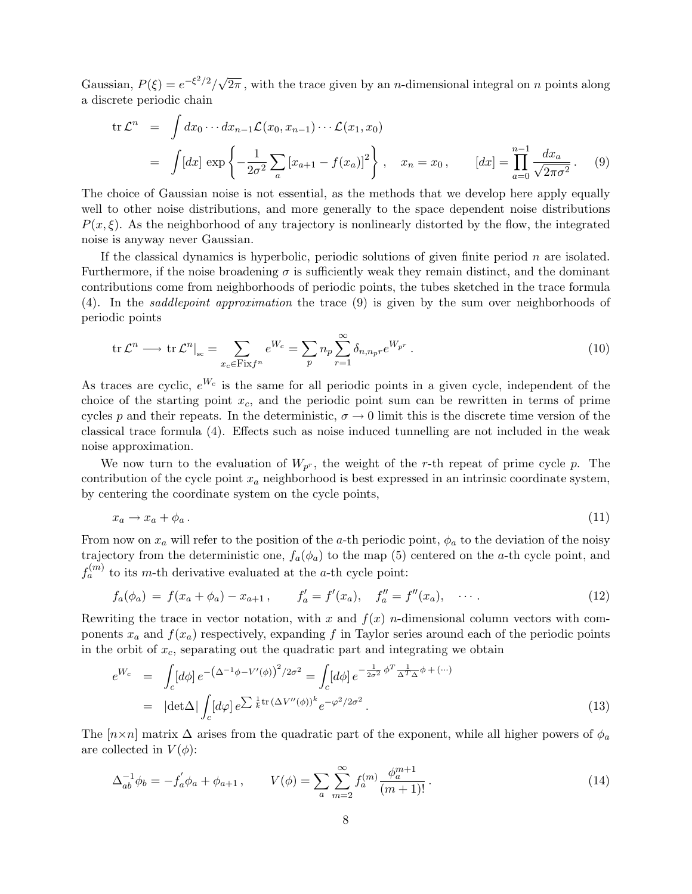Gaussian, $P(\xi) = e^{-\xi^2/2}/\sqrt{2\pi}$, with the trace given by an $n$-dimensional integral on $n$ points along a discrete periodic chain

$$
\begin{aligned}
\operatorname{tr} \mathcal{L}^n &= \int dx_0 \cdots dx_{n-1} \mathcal{L}(x_0, x_{n-1}) \cdots \mathcal{L}(x_1, x_0) \\
&= \int [dx] \, \exp\left\{ -\frac{1}{2\sigma^2} \sum_a [x_{a+1} - f(x_a)]^2 \right\} , \quad x_n = x_0 , \qquad [dx] = \prod_{a=0}^{n-1} \frac{dx_a}{\sqrt{2\pi\sigma^2}} . \qquad (9)
\end{aligned}
$$

The choice of Gaussian noise is not essential, as the methods that we develop here apply equally well to other noise distributions, and more generally to the space dependent noise distributions $P(x, \xi)$. As the neighborhood of any trajectory is nonlinearly distorted by the flow, the integrated noise is anyway never Gaussian.

If the classical dynamics is hyperbolic, periodic solutions of given finite period $n$ are isolated. Furthermore, if the noise broadening $\sigma$ is sufficiently weak they remain distinct, and the dominant contributions come from neighborhoods of periodic points, the tubes sketched in the trace formula (4). In the *saddlepoint approximation* the trace (9) is given by the sum over neighborhoods of periodic points

$$
\operatorname{tr} \mathcal{L}^n \longrightarrow \operatorname{tr} \mathcal{L}^n \big|_{\mathrm{sc}} = \sum_{x_c \in \mathrm{Fix} f^n} e^{W_c} = \sum_p n_p \sum_{r=1}^{\infty} \delta_{n, n_p r} e^{W_{p^r}} . \qquad (10)
$$

As traces are cyclic, $e^{W_c}$ is the same for all periodic points in a given cycle, independent of the choice of the starting point $x_c$, and the periodic point sum can be rewritten in terms of prime cycles $p$ and their repeats. In the deterministic, $\sigma \to 0$ limit this is the discrete time version of the classical trace formula (4). Effects such as noise induced tunnelling are not included in the weak noise approximation.

We now turn to the evaluation of $W_{p^r}$, the weight of the $r$-th repeat of prime cycle $p$. The contribution of the cycle point $x_a$ neighborhood is best expressed in an intrinsic coordinate system, by centering the coordinate system on the cycle points,

$$
x_a \to x_a + \phi_a . \qquad (11)
$$

From now on $x_a$ will refer to the position of the $a$-th periodic point, $\phi_a$ to the deviation of the noisy trajectory from the deterministic one, $f_a(\phi_a)$ to the map (5) centered on the $a$-th cycle point, and $f_a^{(m)}$ to its $m$-th derivative evaluated at the $a$-th cycle point:

$$
f_a(\phi_a) = f(x_a + \phi_a) - x_{a+1} , \qquad f'_a = f'(x_a), \quad f''_a = f''(x_a), \quad \cdots . \qquad (12)
$$

Rewriting the trace in vector notation, with $x$ and $f(x)$ $n$-dimensional column vectors with components $x_a$ and $f(x_a)$ respectively, expanding $f$ in Taylor series around each of the periodic points in the orbit of $x_c$, separating out the quadratic part and integrating we obtain

$$
\begin{aligned}
e^{W_c} &= \int_c [d\phi] \, e^{-\left(\Delta^{-1}\phi - V'(\phi)\right)^2 / 2\sigma^2} = \int_c [d\phi] \, e^{-\frac{1}{2\sigma^2} \phi^T \frac{1}{\Delta^T \Delta} \phi + (\cdots)} \\
&= |\det \Delta| \int_c [d\varphi] \, e^{\sum \frac{1}{k} \operatorname{tr} (\Delta V''(\phi))^k} e^{-\varphi^2 / 2\sigma^2} . \qquad (13)
\end{aligned}
$$

The $[n \times n]$ matrix $\Delta$ arises from the quadratic part of the exponent, while all higher powers of $\phi_a$ are collected in $V(\phi)$:

$$
\Delta^{-1}_{ab} \phi_b = -f'_a \phi_a + \phi_{a+1} , \qquad V(\phi) = \sum_a \sum_{m=2}^{\infty} f_a^{(m)} \frac{\phi_a^{m+1}}{(m+1)!} . \qquad (14)
$$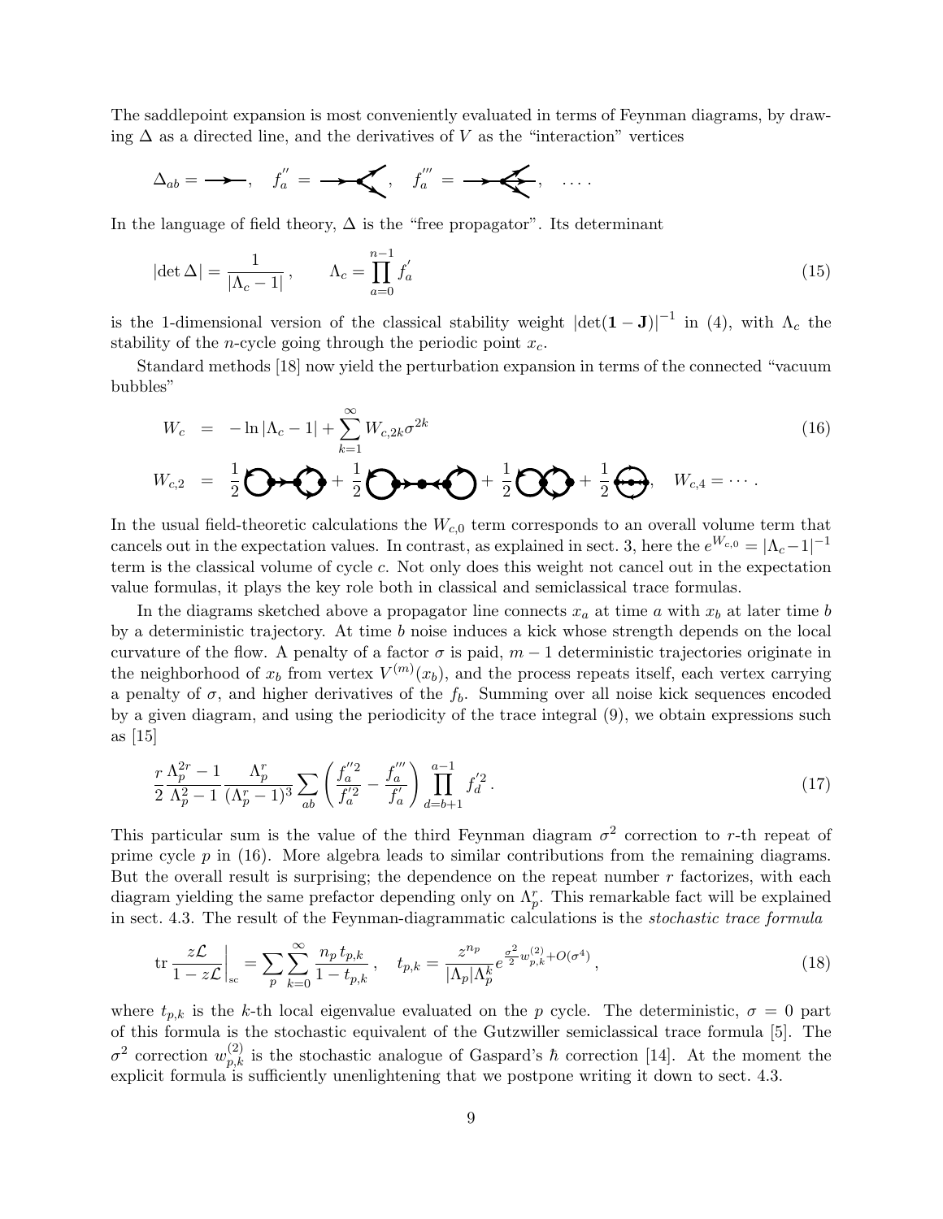The saddlepoint expansion is most conveniently evaluated in terms of Feynman diagrams, by drawing $\Delta$ as a directed line, and the derivatives of $V$ as the "interaction" vertices

$$\Delta_{ab} = \longrightarrow, \quad f''_a = \cdots, \quad f'''_a = \cdots, \quad \ldots .$$

In the language of field theory, $\Delta$ is the "free propagator". Its determinant

$$|\det \Delta| = \frac{1}{|\Lambda_c - 1|}, \qquad \Lambda_c = \prod_{a=0}^{n-1} f'_a \tag{15}$$

is the 1-dimensional version of the classical stability weight $|\det(\mathbf{1} - \mathbf{J})|^{-1}$ in (4), with $\Lambda_c$ the stability of the $n$-cycle going through the periodic point $x_c$.

Standard methods [18] now yield the perturbation expansion in terms of the connected "vacuum bubbles"

$$W_c = -\ln|\Lambda_c - 1| + \sum_{k=1}^{\infty} W_{c,2k}\sigma^{2k} \tag{16}$$

$$W_{c,2} = \frac{1}{2}(\cdots) + \frac{1}{2}(\cdots) + \frac{1}{2}(\cdots) + \frac{1}{2}(\cdots), \quad W_{c,4} = \cdots .$$

In the usual field-theoretic calculations the $W_{c,0}$ term corresponds to an overall volume term that cancels out in the expectation values. In contrast, as explained in sect. 3, here the $e^{W_{c,0}} = |\Lambda_c - 1|^{-1}$ term is the classical volume of cycle $c$. Not only does this weight not cancel out in the expectation value formulas, it plays the key role both in classical and semiclassical trace formulas.

In the diagrams sketched above a propagator line connects $x_a$ at time $a$ with $x_b$ at later time $b$ by a deterministic trajectory. At time $b$ noise induces a kick whose strength depends on the local curvature of the flow. A penalty of a factor $\sigma$ is paid, $m-1$ deterministic trajectories originate in the neighborhood of $x_b$ from vertex $V^{(m)}(x_b)$, and the process repeats itself, each vertex carrying a penalty of $\sigma$, and higher derivatives of the $f_b$. Summing over all noise kick sequences encoded by a given diagram, and using the periodicity of the trace integral (9), we obtain expressions such as [15]

$$\frac{r}{2}\frac{\Lambda_p^{2r} - 1}{\Lambda_p^2 - 1}\frac{\Lambda_p^r}{(\Lambda_p^r - 1)^3}\sum_{ab}\left(\frac{f''^2_a}{f'^2_a} - \frac{f'''_a}{f'_a}\right)\prod_{d=b+1}^{a-1} f'^2_d . \tag{17}$$

This particular sum is the value of the third Feynman diagram $\sigma^2$ correction to $r$-th repeat of prime cycle $p$ in (16). More algebra leads to similar contributions from the remaining diagrams. But the overall result is surprising; the dependence on the repeat number $r$ factorizes, with each diagram yielding the same prefactor depending only on $\Lambda_p^r$. This remarkable fact will be explained in sect. 4.3. The result of the Feynman-diagrammatic calculations is the *stochastic trace formula*

$$\operatorname{tr}\frac{z\mathcal{L}}{1 - z\mathcal{L}}\bigg|_{\text{sc}} = \sum_p\sum_{k=0}^{\infty}\frac{n_p\, t_{p,k}}{1 - t_{p,k}}, \quad t_{p,k} = \frac{z^{n_p}}{|\Lambda_p|\Lambda_p^k}e^{\frac{\sigma^2}{2}w_{p,k}^{(2)} + O(\sigma^4)}, \tag{18}$$

where $t_{p,k}$ is the $k$-th local eigenvalue evaluated on the $p$ cycle. The deterministic, $\sigma = 0$ part of this formula is the stochastic equivalent of the Gutzwiller semiclassical trace formula [5]. The $\sigma^2$ correction $w_{p,k}^{(2)}$ is the stochastic analogue of Gaspard's $\hbar$ correction [14]. At the moment the explicit formula is sufficiently unenlightening that we postpone writing it down to sect. 4.3.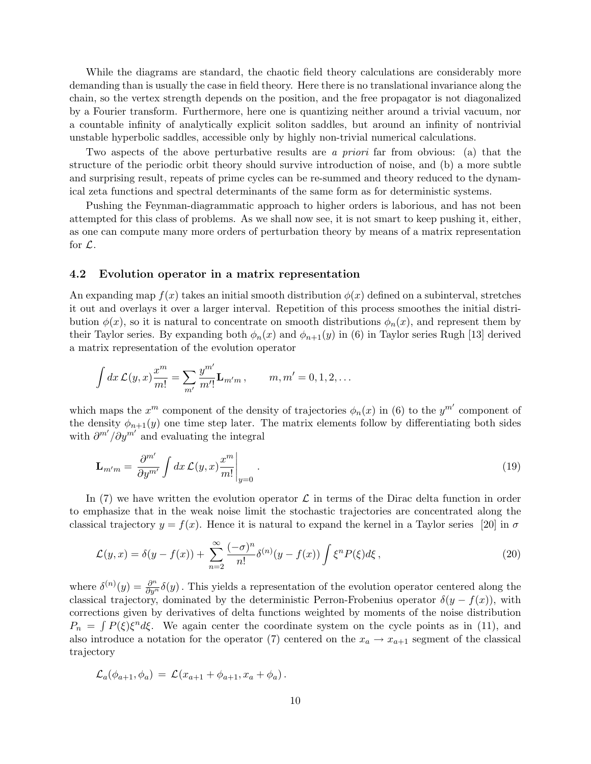While the diagrams are standard, the chaotic field theory calculations are considerably more demanding than is usually the case in field theory. Here there is no translational invariance along the chain, so the vertex strength depends on the position, and the free propagator is not diagonalized by a Fourier transform. Furthermore, here one is quantizing neither around a trivial vacuum, nor a countable infinity of analytically explicit soliton saddles, but around an infinity of nontrivial unstable hyperbolic saddles, accessible only by highly non-trivial numerical calculations.

Two aspects of the above perturbative results are *a priori* far from obvious: (a) that the structure of the periodic orbit theory should survive introduction of noise, and (b) a more subtle and surprising result, repeats of prime cycles can be re-summed and theory reduced to the dynamical zeta functions and spectral determinants of the same form as for deterministic systems.

Pushing the Feynman-diagrammatic approach to higher orders is laborious, and has not been attempted for this class of problems. As we shall now see, it is not smart to keep pushing it, either, as one can compute many more orders of perturbation theory by means of a matrix representation for $\mathcal{L}$.

### 4.2 Evolution operator in a matrix representation

An expanding map $f(x)$ takes an initial smooth distribution $\phi(x)$ defined on a subinterval, stretches it out and overlays it over a larger interval. Repetition of this process smoothes the initial distribution $\phi(x)$, so it is natural to concentrate on smooth distributions $\phi_n(x)$, and represent them by their Taylor series. By expanding both $\phi_n(x)$ and $\phi_{n+1}(y)$ in (6) in Taylor series Rugh [13] derived a matrix representation of the evolution operator

$$\int dx\, \mathcal{L}(y,x)\frac{x^m}{m!} = \sum_{m'} \frac{y^{m'}}{m'!}\mathbf{L}_{m'm}\,, \qquad m,m' = 0,1,2,\ldots$$

which maps the $x^m$ component of the density of trajectories $\phi_n(x)$ in (6) to the $y^{m'}$ component of the density $\phi_{n+1}(y)$ one time step later. The matrix elements follow by differentiating both sides with $\partial^{m'}/\partial y^{m'}$ and evaluating the integral

$$\mathbf{L}_{m'm} = \frac{\partial^{m'}}{\partial y^{m'}}\int dx\, \mathcal{L}(y,x)\frac{x^m}{m!}\bigg|_{y=0}\,. \tag{19}$$

In (7) we have written the evolution operator $\mathcal{L}$ in terms of the Dirac delta function in order to emphasize that in the weak noise limit the stochastic trajectories are concentrated along the classical trajectory $y = f(x)$. Hence it is natural to expand the kernel in a Taylor series [20] in $\sigma$

$$\mathcal{L}(y,x) = \delta(y - f(x)) + \sum_{n=2}^{\infty} \frac{(-\sigma)^n}{n!}\delta^{(n)}(y - f(x))\int \xi^n P(\xi)d\xi\,, \tag{20}$$

where $\delta^{(n)}(y) = \frac{\partial^n}{\partial y^n}\delta(y)$. This yields a representation of the evolution operator centered along the classical trajectory, dominated by the deterministic Perron-Frobenius operator $\delta(y - f(x))$, with corrections given by derivatives of delta functions weighted by moments of the noise distribution $P_n = \int P(\xi)\xi^n d\xi$. We again center the coordinate system on the cycle points as in (11), and also introduce a notation for the operator (7) centered on the $x_a \to x_{a+1}$ segment of the classical trajectory

$$\mathcal{L}_a(\phi_{a+1}, \phi_a) \,=\, \mathcal{L}(x_{a+1} + \phi_{a+1}, x_a + \phi_a)\,.$$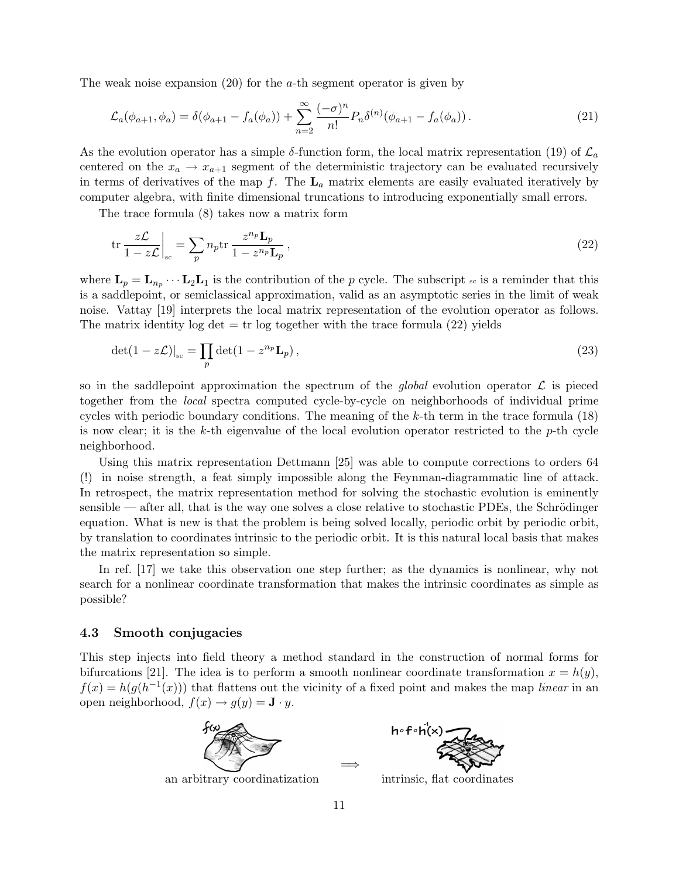The weak noise expansion (20) for the $a$-th segment operator is given by

$$\mathcal{L}_a(\phi_{a+1}, \phi_a) = \delta(\phi_{a+1} - f_a(\phi_a)) + \sum_{n=2}^{\infty} \frac{(-\sigma)^n}{n!} P_n \delta^{(n)}(\phi_{a+1} - f_a(\phi_a)) \,. \tag{21}$$

As the evolution operator has a simple $\delta$-function form, the local matrix representation (19) of $\mathcal{L}_a$ centered on the $x_a \to x_{a+1}$ segment of the deterministic trajectory can be evaluated recursively in terms of derivatives of the map $f$. The $\mathbf{L}_a$ matrix elements are easily evaluated iteratively by computer algebra, with finite dimensional truncations to introducing exponentially small errors.

The trace formula (8) takes now a matrix form

$$\mathrm{tr}\, \frac{z\mathcal{L}}{1 - z\mathcal{L}}\bigg|_{\mathrm{sc}} = \sum_p n_p \mathrm{tr}\, \frac{z^{n_p} \mathbf{L}_p}{1 - z^{n_p} \mathbf{L}_p} \,, \tag{22}$$

where $\mathbf{L}_p = \mathbf{L}_{n_p} \cdots \mathbf{L}_2 \mathbf{L}_1$ is the contribution of the $p$ cycle. The subscript $_{\mathrm{sc}}$ is a reminder that this is a saddlepoint, or semiclassical approximation, valid as an asymptotic series in the limit of weak noise. Vattay [19] interprets the local matrix representation of the evolution operator as follows. The matrix identity log det = tr log together with the trace formula (22) yields

$$\det(1 - z\mathcal{L})|_{\mathrm{sc}} = \prod_p \det(1 - z^{n_p} \mathbf{L}_p) \,, \tag{23}$$

so in the saddlepoint approximation the spectrum of the *global* evolution operator $\mathcal{L}$ is pieced together from the *local* spectra computed cycle-by-cycle on neighborhoods of individual prime cycles with periodic boundary conditions. The meaning of the $k$-th term in the trace formula (18) is now clear; it is the $k$-th eigenvalue of the local evolution operator restricted to the $p$-th cycle neighborhood.

Using this matrix representation Dettmann [25] was able to compute corrections to orders 64 (!) in noise strength, a feat simply impossible along the Feynman-diagrammatic line of attack. In retrospect, the matrix representation method for solving the stochastic evolution is eminently sensible — after all, that is the way one solves a close relative to stochastic PDEs, the Schrödinger equation. What is new is that the problem is being solved locally, periodic orbit by periodic orbit, by translation to coordinates intrinsic to the periodic orbit. It is this natural local basis that makes the matrix representation so simple.

In ref. [17] we take this observation one step further; as the dynamics is nonlinear, why not search for a nonlinear coordinate transformation that makes the intrinsic coordinates as simple as possible?

### 4.3 Smooth conjugacies

This step injects into field theory a method standard in the construction of normal forms for bifurcations [21]. The idea is to perform a smooth nonlinear coordinate transformation $x = h(y)$, $f(x) = h(g(h^{-1}(x)))$ that flattens out the vicinity of a fixed point and makes the map *linear* in an open neighborhood, $f(x) \to g(y) = \mathbf{J} \cdot y$.

an arbitrary coordinatization $\Longrightarrow$ intrinsic, flat coordinates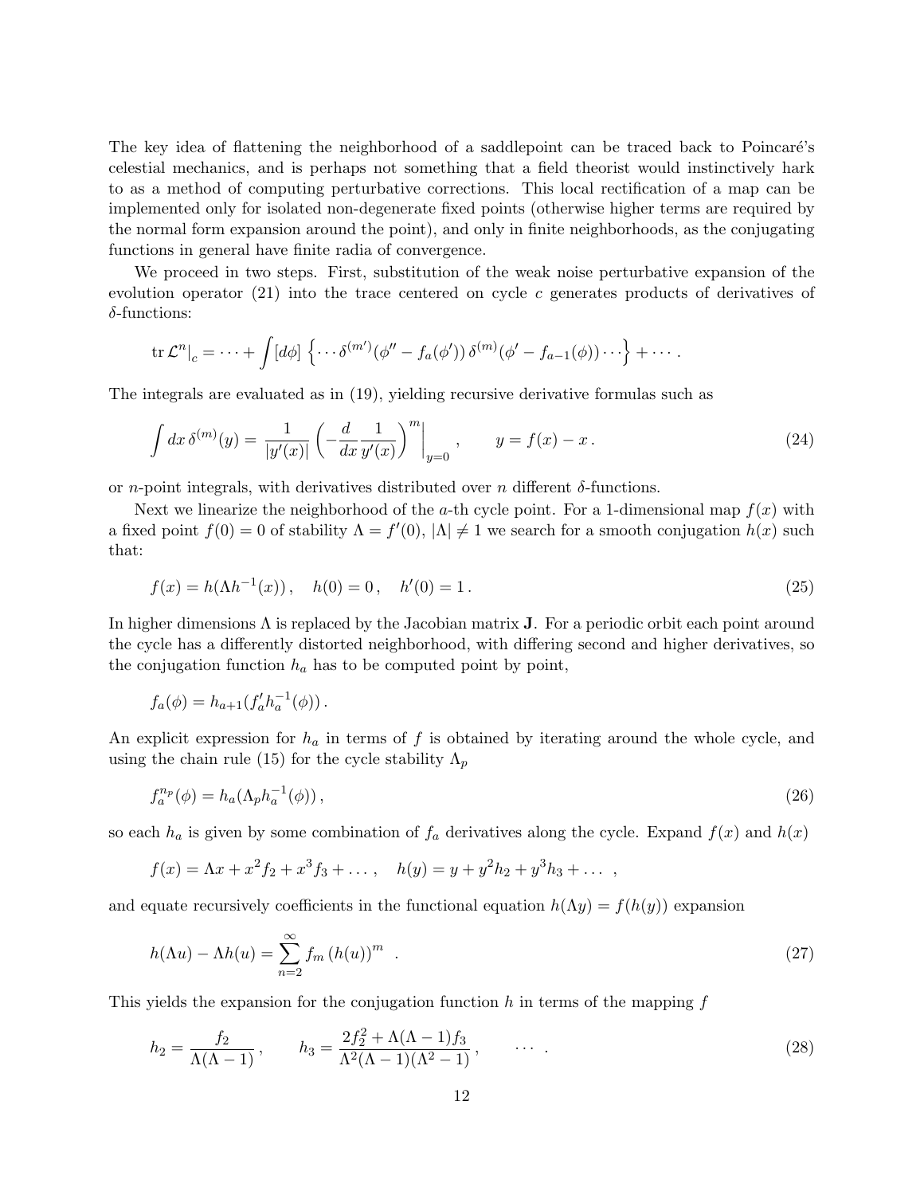The key idea of flattening the neighborhood of a saddlepoint can be traced back to Poincaré's celestial mechanics, and is perhaps not something that a field theorist would instinctively hark to as a method of computing perturbative corrections. This local rectification of a map can be implemented only for isolated non-degenerate fixed points (otherwise higher terms are required by the normal form expansion around the point), and only in finite neighborhoods, as the conjugating functions in general have finite radia of convergence.

We proceed in two steps. First, substitution of the weak noise perturbative expansion of the evolution operator (21) into the trace centered on cycle $c$ generates products of derivatives of $\delta$-functions:

$$
\operatorname{tr} \mathcal{L}^n\big|_c = \cdots + \int [d\phi] \left\{ \cdots \delta^{(m')}(\phi'' - f_a(\phi'))\, \delta^{(m)}(\phi' - f_{a-1}(\phi)) \cdots \right\} + \cdots .
$$

The integrals are evaluated as in (19), yielding recursive derivative formulas such as

$$
\int dx\, \delta^{(m)}(y) = \frac{1}{|y'(x)|} \left( -\frac{d}{dx} \frac{1}{y'(x)} \right)^m \Bigg|_{y=0}, \qquad y = f(x) - x\,. \tag{24}
$$

or $n$-point integrals, with derivatives distributed over $n$ different $\delta$-functions.

Next we linearize the neighborhood of the $a$-th cycle point. For a 1-dimensional map $f(x)$ with a fixed point $f(0) = 0$ of stability $\Lambda = f'(0)$, $|\Lambda| \neq 1$ we search for a smooth conjugation $h(x)$ such that:

$$
f(x) = h(\Lambda h^{-1}(x))\,, \quad h(0) = 0\,, \quad h'(0) = 1\,. \tag{25}
$$

In higher dimensions $\Lambda$ is replaced by the Jacobian matrix $\mathbf{J}$. For a periodic orbit each point around the cycle has a differently distorted neighborhood, with differing second and higher derivatives, so the conjugation function $h_a$ has to be computed point by point,

$$
f_a(\phi) = h_{a+1}(f'_a h_a^{-1}(\phi))\,.
$$

An explicit expression for $h_a$ in terms of $f$ is obtained by iterating around the whole cycle, and using the chain rule (15) for the cycle stability $\Lambda_p$

$$
f_a^{n_p}(\phi) = h_a(\Lambda_p h_a^{-1}(\phi))\,, \tag{26}
$$

so each $h_a$ is given by some combination of $f_a$ derivatives along the cycle. Expand $f(x)$ and $h(x)$

$$
f(x) = \Lambda x + x^2 f_2 + x^3 f_3 + \ldots\,, \quad h(y) = y + y^2 h_2 + y^3 h_3 + \ldots\,,
$$

and equate recursively coefficients in the functional equation $h(\Lambda y) = f(h(y))$ expansion

$$
h(\Lambda u) - \Lambda h(u) = \sum_{n=2}^{\infty} f_m\, (h(u))^m \,. \tag{27}
$$

This yields the expansion for the conjugation function $h$ in terms of the mapping $f$

$$
h_2 = \frac{f_2}{\Lambda(\Lambda - 1)}\,, \qquad h_3 = \frac{2f_2^2 + \Lambda(\Lambda - 1) f_3}{\Lambda^2(\Lambda - 1)(\Lambda^2 - 1)}\,, \qquad \cdots\,. \tag{28}
$$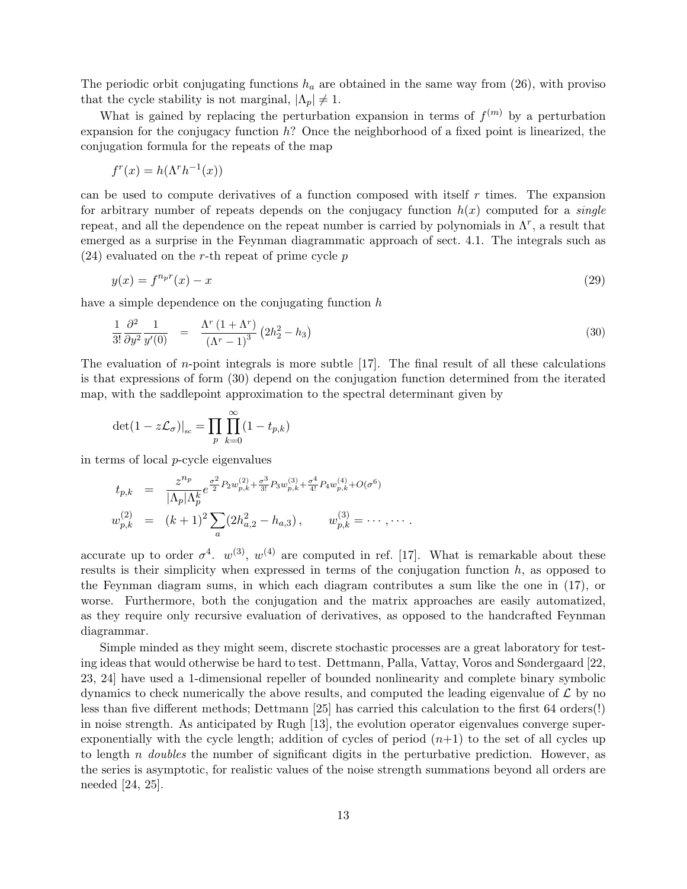The periodic orbit conjugating functions $h_a$ are obtained in the same way from (26), with proviso that the cycle stability is not marginal, $|\Lambda_p| \neq 1$.

What is gained by replacing the perturbation expansion in terms of $f^{(m)}$ by a perturbation expansion for the conjugacy function $h$? Once the neighborhood of a fixed point is linearized, the conjugation formula for the repeats of the map

$$f^r(x) = h(\Lambda^r h^{-1}(x))$$

can be used to compute derivatives of a function composed with itself $r$ times. The expansion for arbitrary number of repeats depends on the conjugacy function $h(x)$ computed for a *single* repeat, and all the dependence on the repeat number is carried by polynomials in $\Lambda^r$, a result that emerged as a surprise in the Feynman diagrammatic approach of sect. 4.1. The integrals such as (24) evaluated on the $r$-th repeat of prime cycle $p$

$$y(x) = f^{n_p r}(x) - x \tag{29}$$

have a simple dependence on the conjugating function $h$

$$\frac{1}{3!}\frac{\partial^2}{\partial y^2}\frac{1}{y'(0)} = \frac{\Lambda^r(1+\Lambda^r)}{(\Lambda^r-1)^3}\left(2h_2^2 - h_3\right) \tag{30}$$

The evaluation of $n$-point integrals is more subtle [17]. The final result of all these calculations is that expressions of form (30) depend on the conjugation function determined from the iterated map, with the saddlepoint approximation to the spectral determinant given by

$$\det(1 - z\mathcal{L}_\sigma)|_{\text{sc}} = \prod_p \prod_{k=0}^{\infty} (1 - t_{p,k})$$

in terms of local $p$-cycle eigenvalues

$$\begin{aligned} t_{p,k} &= \frac{z^{n_p}}{|\Lambda_p|\Lambda_p^k} e^{\frac{\sigma^2}{2}P_2 w_{p,k}^{(2)} + \frac{\sigma^3}{3!}P_3 w_{p,k}^{(3)} + \frac{\sigma^4}{4!}P_4 w_{p,k}^{(4)} + O(\sigma^6)} \\ w_{p,k}^{(2)} &= (k+1)^2 \sum_a (2h_{a,2}^2 - h_{a,3}), \qquad w_{p,k}^{(3)} = \cdots, \cdots. \end{aligned}$$

accurate up to order $\sigma^4$. $w^{(3)}$, $w^{(4)}$ are computed in ref. [17]. What is remarkable about these results is their simplicity when expressed in terms of the conjugation function $h$, as opposed to the Feynman diagram sums, in which each diagram contributes a sum like the one in (17), or worse. Furthermore, both the conjugation and the matrix approaches are easily automatized, as they require only recursive evaluation of derivatives, as opposed to the handcrafted Feynman diagrammar.

Simple minded as they might seem, discrete stochastic processes are a great laboratory for testing ideas that would otherwise be hard to test. Dettmann, Palla, Vattay, Voros and Søndergaard [22, 23, 24] have used a 1-dimensional repeller of bounded nonlinearity and complete binary symbolic dynamics to check numerically the above results, and computed the leading eigenvalue of $\mathcal{L}$ by no less than five different methods; Dettmann [25] has carried this calculation to the first 64 orders(!) in noise strength. As anticipated by Rugh [13], the evolution operator eigenvalues converge super-exponentially with the cycle length; addition of cycles of period ($n$+1) to the set of all cycles up to length $n$ *doubles* the number of significant digits in the perturbative prediction. However, as the series is asymptotic, for realistic values of the noise strength summations beyond all orders are needed [24, 25].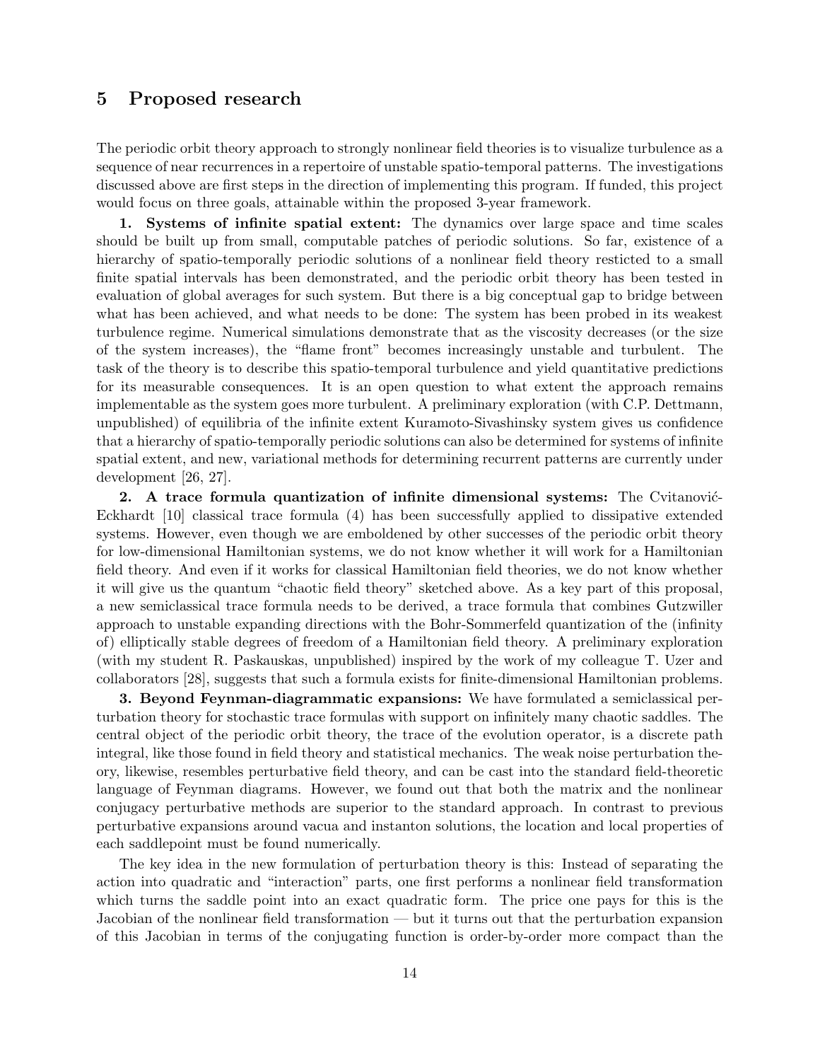## 5 Proposed research

The periodic orbit theory approach to strongly nonlinear field theories is to visualize turbulence as a sequence of near recurrences in a repertoire of unstable spatio-temporal patterns. The investigations discussed above are first steps in the direction of implementing this program. If funded, this project would focus on three goals, attainable within the proposed 3-year framework.

**1. Systems of infinite spatial extent:** The dynamics over large space and time scales should be built up from small, computable patches of periodic solutions. So far, existence of a hierarchy of spatio-temporally periodic solutions of a nonlinear field theory resticted to a small finite spatial intervals has been demonstrated, and the periodic orbit theory has been tested in evaluation of global averages for such system. But there is a big conceptual gap to bridge between what has been achieved, and what needs to be done: The system has been probed in its weakest turbulence regime. Numerical simulations demonstrate that as the viscosity decreases (or the size of the system increases), the "flame front" becomes increasingly unstable and turbulent. The task of the theory is to describe this spatio-temporal turbulence and yield quantitative predictions for its measurable consequences. It is an open question to what extent the approach remains implementable as the system goes more turbulent. A preliminary exploration (with C.P. Dettmann, unpublished) of equilibria of the infinite extent Kuramoto-Sivashinsky system gives us confidence that a hierarchy of spatio-temporally periodic solutions can also be determined for systems of infinite spatial extent, and new, variational methods for determining recurrent patterns are currently under development [26, 27].

**2. A trace formula quantization of infinite dimensional systems:** The Cvitanović-Eckhardt [10] classical trace formula (4) has been successfully applied to dissipative extended systems. However, even though we are emboldened by other successes of the periodic orbit theory for low-dimensional Hamiltonian systems, we do not know whether it will work for a Hamiltonian field theory. And even if it works for classical Hamiltonian field theories, we do not know whether it will give us the quantum "chaotic field theory" sketched above. As a key part of this proposal, a new semiclassical trace formula needs to be derived, a trace formula that combines Gutzwiller approach to unstable expanding directions with the Bohr-Sommerfeld quantization of the (infinity of) elliptically stable degrees of freedom of a Hamiltonian field theory. A preliminary exploration (with my student R. Paskauskas, unpublished) inspired by the work of my colleague T. Uzer and collaborators [28], suggests that such a formula exists for finite-dimensional Hamiltonian problems.

**3. Beyond Feynman-diagrammatic expansions:** We have formulated a semiclassical perturbation theory for stochastic trace formulas with support on infinitely many chaotic saddles. The central object of the periodic orbit theory, the trace of the evolution operator, is a discrete path integral, like those found in field theory and statistical mechanics. The weak noise perturbation theory, likewise, resembles perturbative field theory, and can be cast into the standard field-theoretic language of Feynman diagrams. However, we found out that both the matrix and the nonlinear conjugacy perturbative methods are superior to the standard approach. In contrast to previous perturbative expansions around vacua and instanton solutions, the location and local properties of each saddlepoint must be found numerically.

The key idea in the new formulation of perturbation theory is this: Instead of separating the action into quadratic and "interaction" parts, one first performs a nonlinear field transformation which turns the saddle point into an exact quadratic form. The price one pays for this is the Jacobian of the nonlinear field transformation — but it turns out that the perturbation expansion of this Jacobian in terms of the conjugating function is order-by-order more compact than the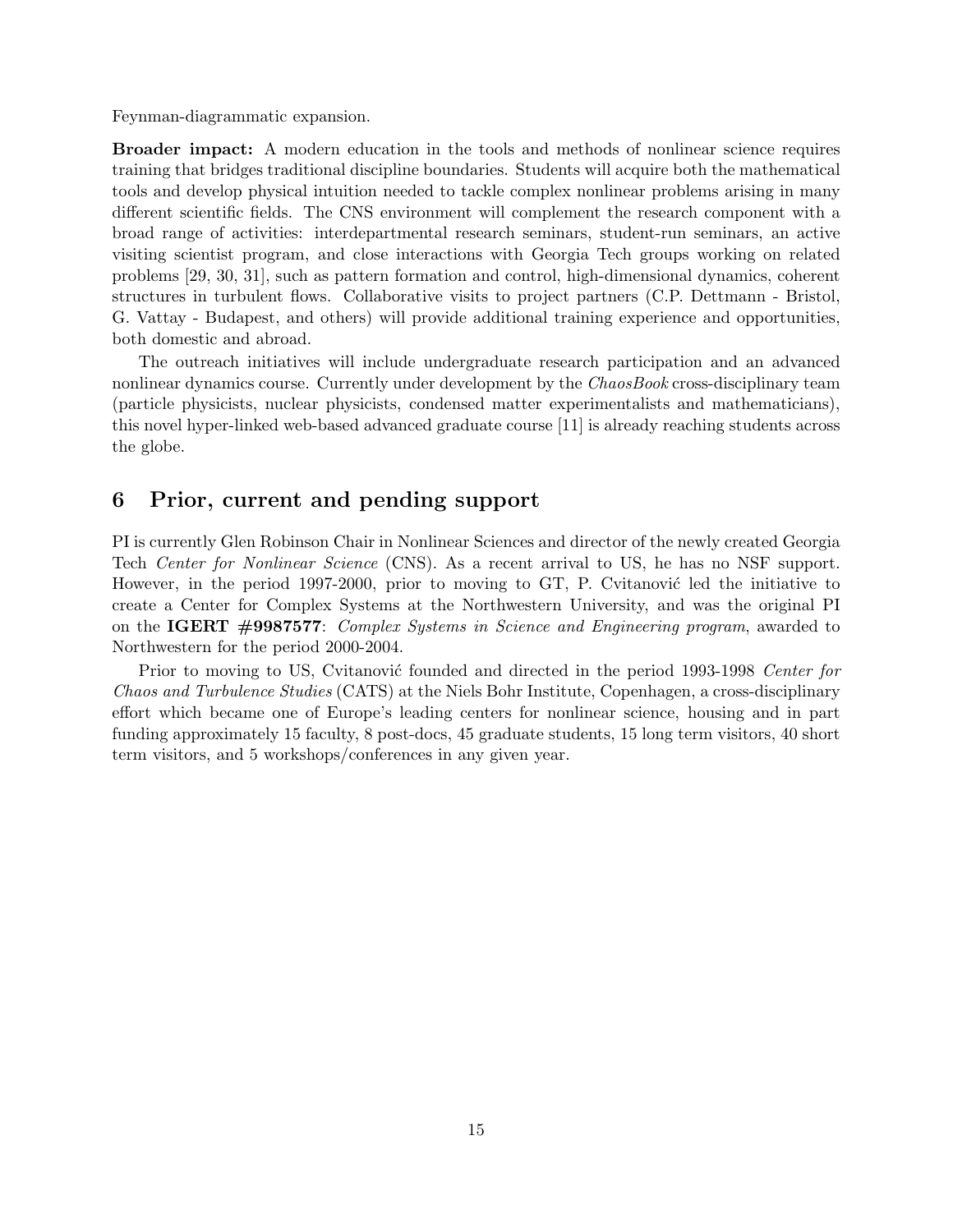Feynman-diagrammatic expansion.

**Broader impact:** A modern education in the tools and methods of nonlinear science requires training that bridges traditional discipline boundaries. Students will acquire both the mathematical tools and develop physical intuition needed to tackle complex nonlinear problems arising in many different scientific fields. The CNS environment will complement the research component with a broad range of activities: interdepartmental research seminars, student-run seminars, an active visiting scientist program, and close interactions with Georgia Tech groups working on related problems [29, 30, 31], such as pattern formation and control, high-dimensional dynamics, coherent structures in turbulent flows. Collaborative visits to project partners (C.P. Dettmann - Bristol, G. Vattay - Budapest, and others) will provide additional training experience and opportunities, both domestic and abroad.

The outreach initiatives will include undergraduate research participation and an advanced nonlinear dynamics course. Currently under development by the *ChaosBook* cross-disciplinary team (particle physicists, nuclear physicists, condensed matter experimentalists and mathematicians), this novel hyper-linked web-based advanced graduate course [11] is already reaching students across the globe.

## 6 Prior, current and pending support

PI is currently Glen Robinson Chair in Nonlinear Sciences and director of the newly created Georgia Tech *Center for Nonlinear Science* (CNS). As a recent arrival to US, he has no NSF support. However, in the period 1997-2000, prior to moving to GT, P. Cvitanović led the initiative to create a Center for Complex Systems at the Northwestern University, and was the original PI on the **IGERT #9987577**: *Complex Systems in Science and Engineering program*, awarded to Northwestern for the period 2000-2004.

Prior to moving to US, Cvitanović founded and directed in the period 1993-1998 *Center for Chaos and Turbulence Studies* (CATS) at the Niels Bohr Institute, Copenhagen, a cross-disciplinary effort which became one of Europe's leading centers for nonlinear science, housing and in part funding approximately 15 faculty, 8 post-docs, 45 graduate students, 15 long term visitors, 40 short term visitors, and 5 workshops/conferences in any given year.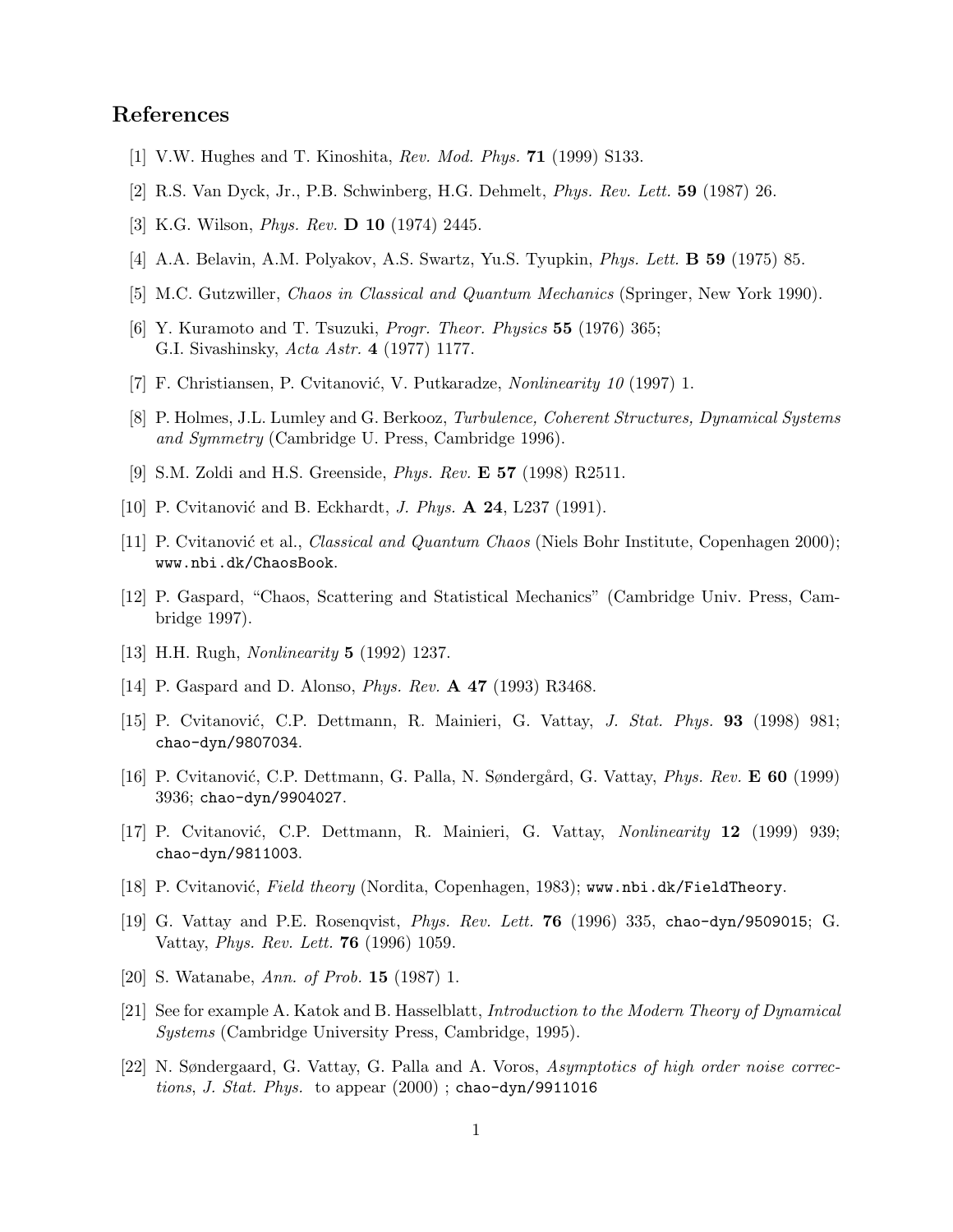# References

[1] V.W. Hughes and T. Kinoshita, *Rev. Mod. Phys.* **71** (1999) S133.

[2] R.S. Van Dyck, Jr., P.B. Schwinberg, H.G. Dehmelt, *Phys. Rev. Lett.* **59** (1987) 26.

[3] K.G. Wilson, *Phys. Rev.* **D 10** (1974) 2445.

[4] A.A. Belavin, A.M. Polyakov, A.S. Swartz, Yu.S. Tyupkin, *Phys. Lett.* **B 59** (1975) 85.

[5] M.C. Gutzwiller, *Chaos in Classical and Quantum Mechanics* (Springer, New York 1990).

[6] Y. Kuramoto and T. Tsuzuki, *Progr. Theor. Physics* **55** (1976) 365;
G.I. Sivashinsky, *Acta Astr.* **4** (1977) 1177.

[7] F. Christiansen, P. Cvitanović, V. Putkaradze, *Nonlinearity 10* (1997) 1.

[8] P. Holmes, J.L. Lumley and G. Berkooz, *Turbulence, Coherent Structures, Dynamical Systems and Symmetry* (Cambridge U. Press, Cambridge 1996).

[9] S.M. Zoldi and H.S. Greenside, *Phys. Rev.* **E 57** (1998) R2511.

[10] P. Cvitanović and B. Eckhardt, *J. Phys.* **A 24**, L237 (1991).

[11] P. Cvitanović et al., *Classical and Quantum Chaos* (Niels Bohr Institute, Copenhagen 2000); `www.nbi.dk/ChaosBook`.

[12] P. Gaspard, "Chaos, Scattering and Statistical Mechanics" (Cambridge Univ. Press, Cambridge 1997).

[13] H.H. Rugh, *Nonlinearity* **5** (1992) 1237.

[14] P. Gaspard and D. Alonso, *Phys. Rev.* **A 47** (1993) R3468.

[15] P. Cvitanović, C.P. Dettmann, R. Mainieri, G. Vattay, *J. Stat. Phys.* **93** (1998) 981; `chao-dyn/9807034`.

[16] P. Cvitanović, C.P. Dettmann, G. Palla, N. Søndergård, G. Vattay, *Phys. Rev.* **E 60** (1999) 3936; `chao-dyn/9904027`.

[17] P. Cvitanović, C.P. Dettmann, R. Mainieri, G. Vattay, *Nonlinearity* **12** (1999) 939; `chao-dyn/9811003`.

[18] P. Cvitanović, *Field theory* (Nordita, Copenhagen, 1983); `www.nbi.dk/FieldTheory`.

[19] G. Vattay and P.E. Rosenqvist, *Phys. Rev. Lett.* **76** (1996) 335, `chao-dyn/9509015`; G. Vattay, *Phys. Rev. Lett.* **76** (1996) 1059.

[20] S. Watanabe, *Ann. of Prob.* **15** (1987) 1.

[21] See for example A. Katok and B. Hasselblatt, *Introduction to the Modern Theory of Dynamical Systems* (Cambridge University Press, Cambridge, 1995).

[22] N. Søndergaard, G. Vattay, G. Palla and A. Voros, *Asymptotics of high order noise corrections*, *J. Stat. Phys.* to appear (2000) ; `chao-dyn/9911016`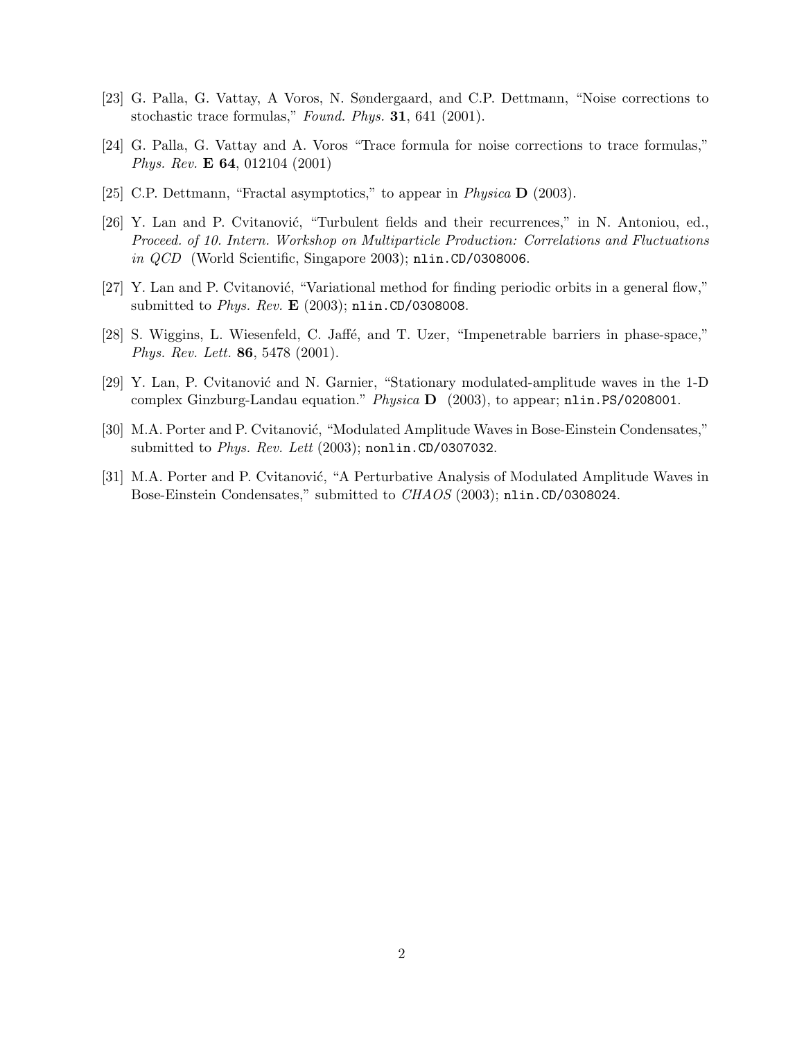[23] G. Palla, G. Vattay, A Voros, N. Søndergaard, and C.P. Dettmann, "Noise corrections to stochastic trace formulas," *Found. Phys.* **31**, 641 (2001).

[24] G. Palla, G. Vattay and A. Voros "Trace formula for noise corrections to trace formulas," *Phys. Rev.* **E 64**, 012104 (2001)

[25] C.P. Dettmann, "Fractal asymptotics," to appear in *Physica* **D** (2003).

[26] Y. Lan and P. Cvitanović, "Turbulent fields and their recurrences," in N. Antoniou, ed., *Proceed. of 10. Intern. Workshop on Multiparticle Production: Correlations and Fluctuations in QCD* (World Scientific, Singapore 2003); `nlin.CD/0308006`.

[27] Y. Lan and P. Cvitanović, "Variational method for finding periodic orbits in a general flow," submitted to *Phys. Rev.* **E** (2003); `nlin.CD/0308008`.

[28] S. Wiggins, L. Wiesenfeld, C. Jaffé, and T. Uzer, "Impenetrable barriers in phase-space," *Phys. Rev. Lett.* **86**, 5478 (2001).

[29] Y. Lan, P. Cvitanović and N. Garnier, "Stationary modulated-amplitude waves in the 1-D complex Ginzburg-Landau equation." *Physica* **D** (2003), to appear; `nlin.PS/0208001`.

[30] M.A. Porter and P. Cvitanović, "Modulated Amplitude Waves in Bose-Einstein Condensates," submitted to *Phys. Rev. Lett* (2003); `nonlin.CD/0307032`.

[31] M.A. Porter and P. Cvitanović, "A Perturbative Analysis of Modulated Amplitude Waves in Bose-Einstein Condensates," submitted to *CHAOS* (2003); `nlin.CD/0308024`.